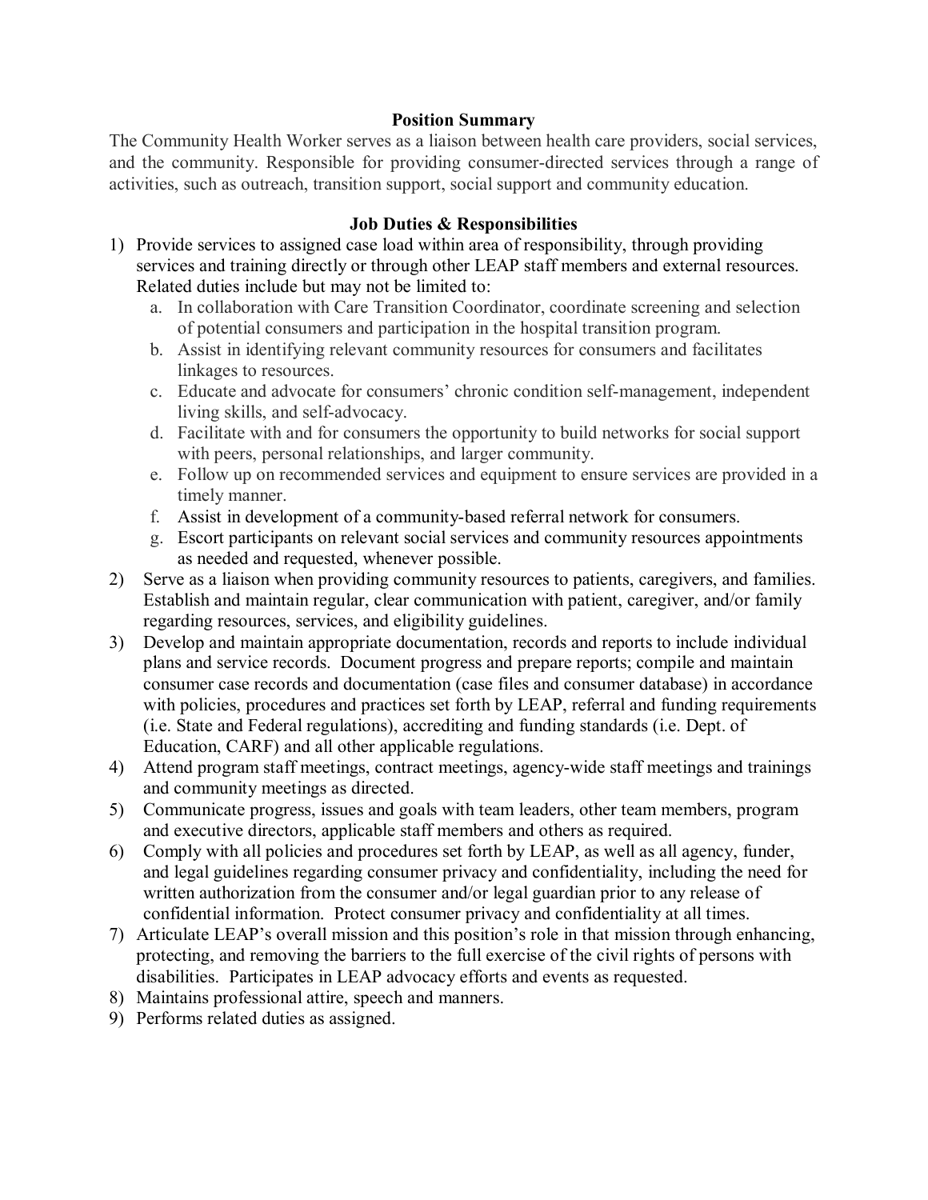## Position Summary

The Community Health Worker serves as a liaison between health care providers, social services, and the community. Responsible for providing consumer-directed services through a range of activities, such as outreach, transition support, social support and community education.

## Job Duties & Responsibilities

1) Provide services to assigned case load within area of responsibility, through providing services and training directly or through other LEAP staff members and external resources. Related duties include but may not be limited to:
   a. In collaboration with Care Transition Coordinator, coordinate screening and selection of potential consumers and participation in the hospital transition program.
   b. Assist in identifying relevant community resources for consumers and facilitates linkages to resources.
   c. Educate and advocate for consumers' chronic condition self-management, independent living skills, and self-advocacy.
   d. Facilitate with and for consumers the opportunity to build networks for social support with peers, personal relationships, and larger community.
   e. Follow up on recommended services and equipment to ensure services are provided in a timely manner.
   f. Assist in development of a community-based referral network for consumers.
   g. Escort participants on relevant social services and community resources appointments as needed and requested, whenever possible.
2) Serve as a liaison when providing community resources to patients, caregivers, and families. Establish and maintain regular, clear communication with patient, caregiver, and/or family regarding resources, services, and eligibility guidelines.
3) Develop and maintain appropriate documentation, records and reports to include individual plans and service records. Document progress and prepare reports; compile and maintain consumer case records and documentation (case files and consumer database) in accordance with policies, procedures and practices set forth by LEAP, referral and funding requirements (i.e. State and Federal regulations), accrediting and funding standards (i.e. Dept. of Education, CARF) and all other applicable regulations.
4) Attend program staff meetings, contract meetings, agency-wide staff meetings and trainings and community meetings as directed.
5) Communicate progress, issues and goals with team leaders, other team members, program and executive directors, applicable staff members and others as required.
6) Comply with all policies and procedures set forth by LEAP, as well as all agency, funder, and legal guidelines regarding consumer privacy and confidentiality, including the need for written authorization from the consumer and/or legal guardian prior to any release of confidential information. Protect consumer privacy and confidentiality at all times.
7) Articulate LEAP's overall mission and this position's role in that mission through enhancing, protecting, and removing the barriers to the full exercise of the civil rights of persons with disabilities. Participates in LEAP advocacy efforts and events as requested.
8) Maintains professional attire, speech and manners.
9) Performs related duties as assigned.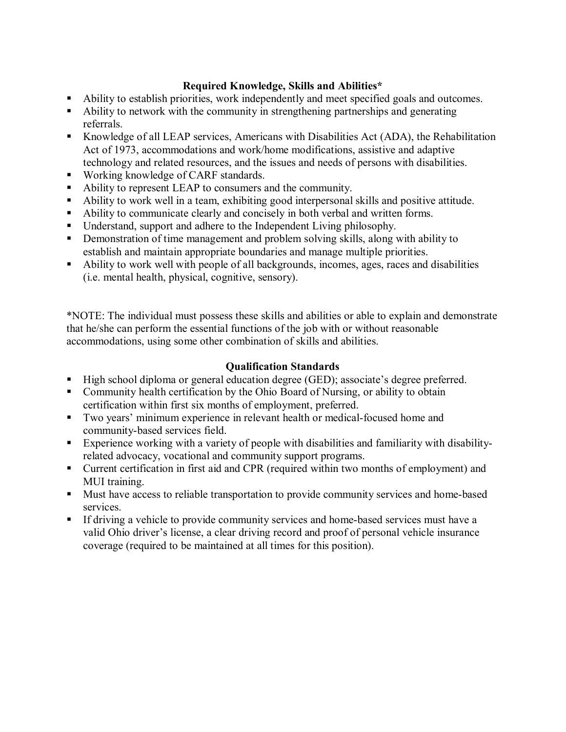## Required Knowledge, Skills and Abilities*

- Ability to establish priorities, work independently and meet specified goals and outcomes.
- Ability to network with the community in strengthening partnerships and generating referrals.
- Knowledge of all LEAP services, Americans with Disabilities Act (ADA), the Rehabilitation Act of 1973, accommodations and work/home modifications, assistive and adaptive technology and related resources, and the issues and needs of persons with disabilities.
- Working knowledge of CARF standards.
- Ability to represent LEAP to consumers and the community.
- Ability to work well in a team, exhibiting good interpersonal skills and positive attitude.
- Ability to communicate clearly and concisely in both verbal and written forms.
- Understand, support and adhere to the Independent Living philosophy.
- Demonstration of time management and problem solving skills, along with ability to establish and maintain appropriate boundaries and manage multiple priorities.
- Ability to work well with people of all backgrounds, incomes, ages, races and disabilities (i.e. mental health, physical, cognitive, sensory).

*NOTE: The individual must possess these skills and abilities or able to explain and demonstrate that he/she can perform the essential functions of the job with or without reasonable accommodations, using some other combination of skills and abilities.

## Qualification Standards

- High school diploma or general education degree (GED); associate's degree preferred.
- Community health certification by the Ohio Board of Nursing, or ability to obtain certification within first six months of employment, preferred.
- Two years' minimum experience in relevant health or medical-focused home and community-based services field.
- Experience working with a variety of people with disabilities and familiarity with disability-related advocacy, vocational and community support programs.
- Current certification in first aid and CPR (required within two months of employment) and MUI training.
- Must have access to reliable transportation to provide community services and home-based services.
- If driving a vehicle to provide community services and home-based services must have a valid Ohio driver's license, a clear driving record and proof of personal vehicle insurance coverage (required to be maintained at all times for this position).